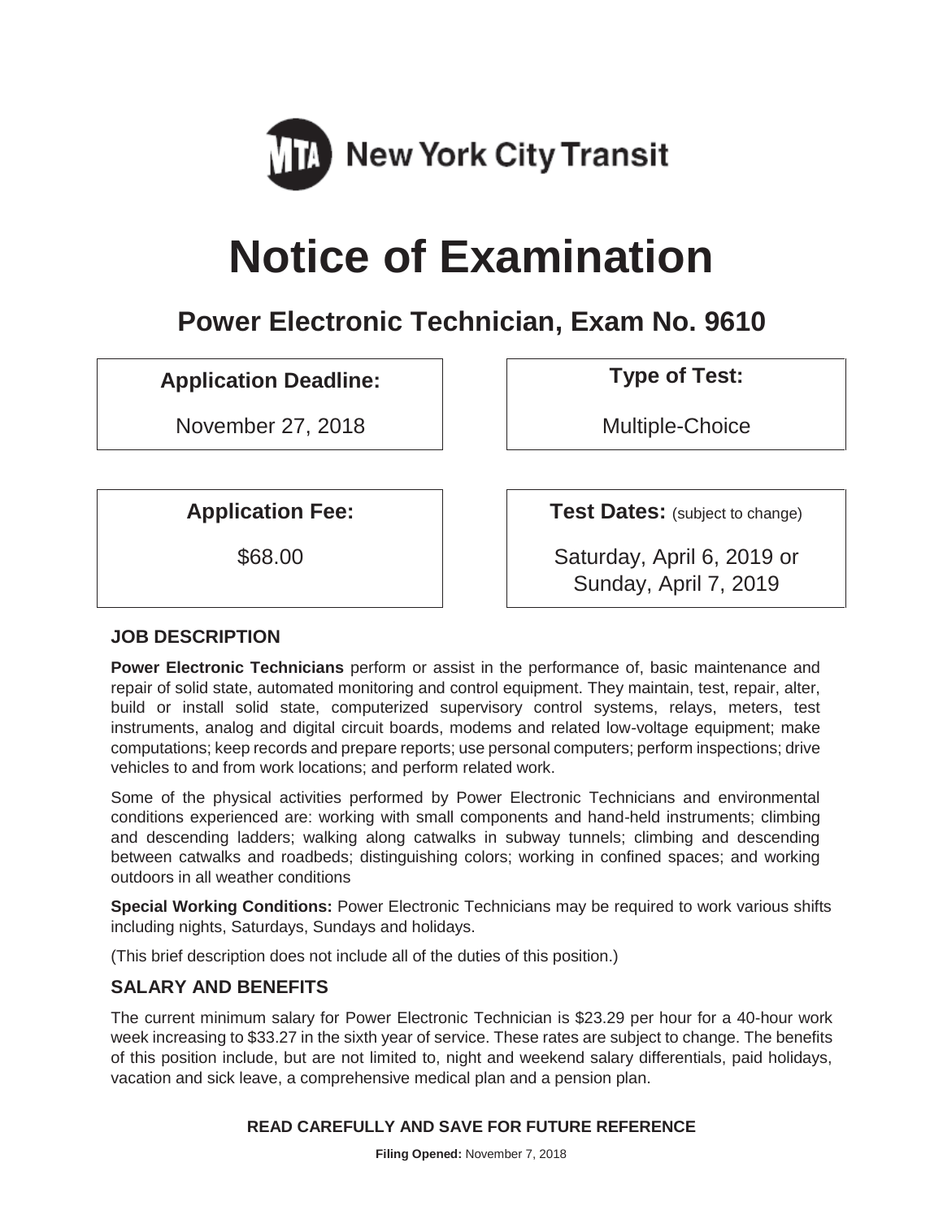MTA New York City Transit

# Notice of Examination

## Power Electronic Technician, Exam No. 9610

**Application Deadline:**

November 27, 2018

**Type of Test:**

Multiple-Choice

**Application Fee:**

$68.00

**Test Dates:** (subject to change)

Saturday, April 6, 2019 or
Sunday, April 7, 2019

### JOB DESCRIPTION

**Power Electronic Technicians** perform or assist in the performance of, basic maintenance and repair of solid state, automated monitoring and control equipment. They maintain, test, repair, alter, build or install solid state, computerized supervisory control systems, relays, meters, test instruments, analog and digital circuit boards, modems and related low-voltage equipment; make computations; keep records and prepare reports; use personal computers; perform inspections; drive vehicles to and from work locations; and perform related work.

Some of the physical activities performed by Power Electronic Technicians and environmental conditions experienced are: working with small components and hand-held instruments; climbing and descending ladders; walking along catwalks in subway tunnels; climbing and descending between catwalks and roadbeds; distinguishing colors; working in confined spaces; and working outdoors in all weather conditions

**Special Working Conditions:** Power Electronic Technicians may be required to work various shifts including nights, Saturdays, Sundays and holidays.

(This brief description does not include all of the duties of this position.)

### SALARY AND BENEFITS

The current minimum salary for Power Electronic Technician is $23.29 per hour for a 40-hour work week increasing to $33.27 in the sixth year of service. These rates are subject to change. The benefits of this position include, but are not limited to, night and weekend salary differentials, paid holidays, vacation and sick leave, a comprehensive medical plan and a pension plan.

**READ CAREFULLY AND SAVE FOR FUTURE REFERENCE**

**Filing Opened:** November 7, 2018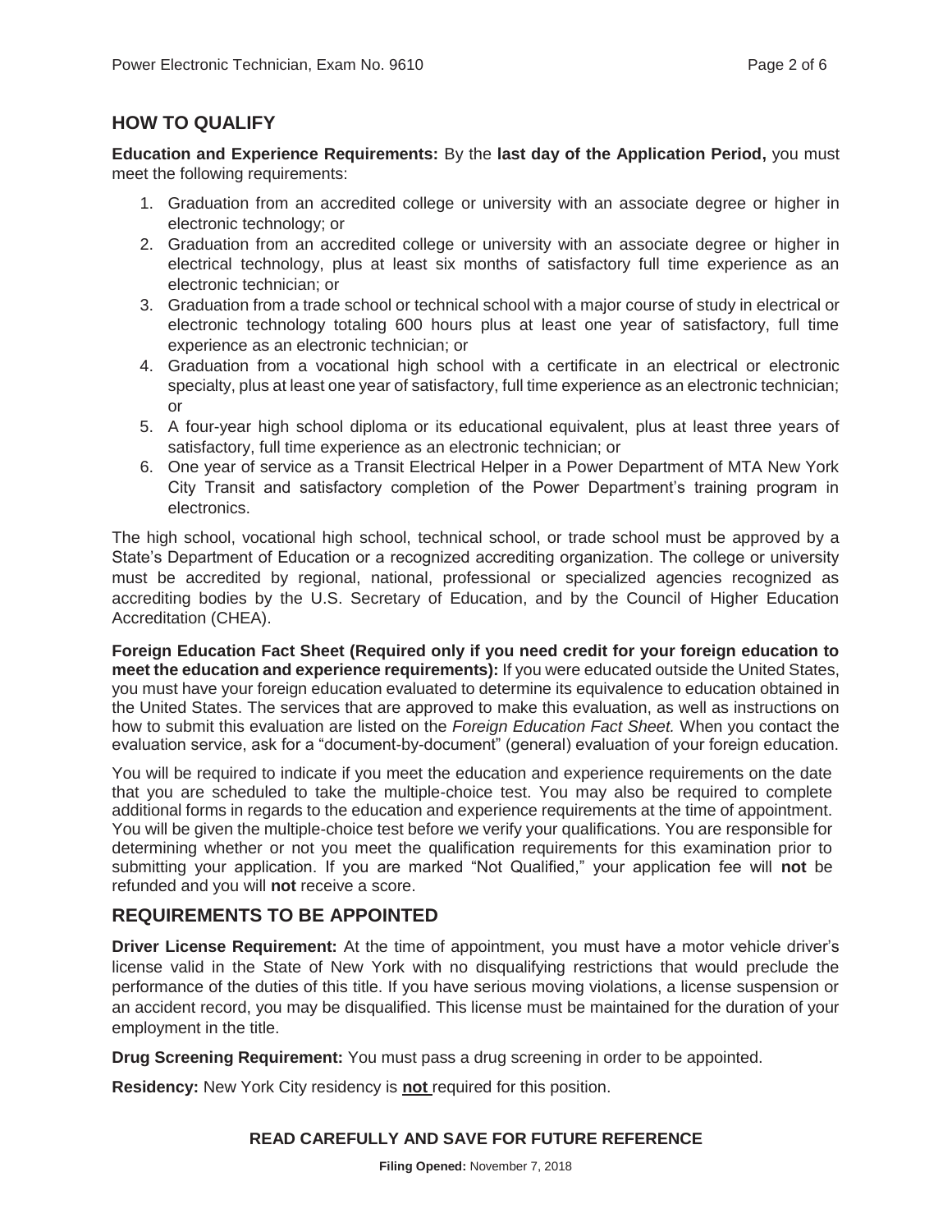## HOW TO QUALIFY

**Education and Experience Requirements:** By the **last day of the Application Period,** you must meet the following requirements:

1. Graduation from an accredited college or university with an associate degree or higher in electronic technology; or
2. Graduation from an accredited college or university with an associate degree or higher in electrical technology, plus at least six months of satisfactory full time experience as an electronic technician; or
3. Graduation from a trade school or technical school with a major course of study in electrical or electronic technology totaling 600 hours plus at least one year of satisfactory, full time experience as an electronic technician; or
4. Graduation from a vocational high school with a certificate in an electrical or electronic specialty, plus at least one year of satisfactory, full time experience as an electronic technician; or
5. A four-year high school diploma or its educational equivalent, plus at least three years of satisfactory, full time experience as an electronic technician; or
6. One year of service as a Transit Electrical Helper in a Power Department of MTA New York City Transit and satisfactory completion of the Power Department's training program in electronics.

The high school, vocational high school, technical school, or trade school must be approved by a State's Department of Education or a recognized accrediting organization. The college or university must be accredited by regional, national, professional or specialized agencies recognized as accrediting bodies by the U.S. Secretary of Education, and by the Council of Higher Education Accreditation (CHEA).

**Foreign Education Fact Sheet (Required only if you need credit for your foreign education to meet the education and experience requirements):** If you were educated outside the United States, you must have your foreign education evaluated to determine its equivalence to education obtained in the United States. The services that are approved to make this evaluation, as well as instructions on how to submit this evaluation are listed on the *Foreign Education Fact Sheet.* When you contact the evaluation service, ask for a "document-by-document" (general) evaluation of your foreign education.

You will be required to indicate if you meet the education and experience requirements on the date that you are scheduled to take the multiple-choice test. You may also be required to complete additional forms in regards to the education and experience requirements at the time of appointment. You will be given the multiple-choice test before we verify your qualifications. You are responsible for determining whether or not you meet the qualification requirements for this examination prior to submitting your application. If you are marked "Not Qualified," your application fee will **not** be refunded and you will **not** receive a score.

## REQUIREMENTS TO BE APPOINTED

**Driver License Requirement:** At the time of appointment, you must have a motor vehicle driver's license valid in the State of New York with no disqualifying restrictions that would preclude the performance of the duties of this title. If you have serious moving violations, a license suspension or an accident record, you may be disqualified. This license must be maintained for the duration of your employment in the title.

**Drug Screening Requirement:** You must pass a drug screening in order to be appointed.

**Residency:** New York City residency is **not** required for this position.

**READ CAREFULLY AND SAVE FOR FUTURE REFERENCE**

**Filing Opened:** November 7, 2018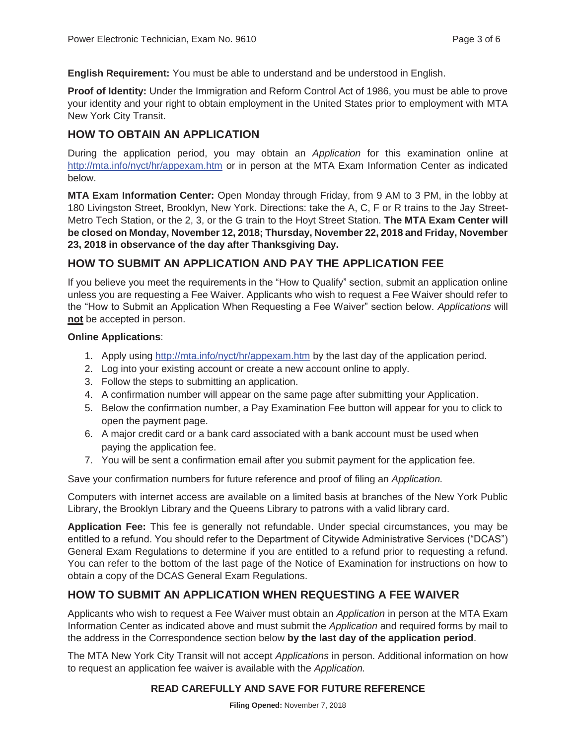**English Requirement:** You must be able to understand and be understood in English.

**Proof of Identity:** Under the Immigration and Reform Control Act of 1986, you must be able to prove your identity and your right to obtain employment in the United States prior to employment with MTA New York City Transit.

## HOW TO OBTAIN AN APPLICATION

During the application period, you may obtain an *Application* for this examination online at http://mta.info/nyct/hr/appexam.htm or in person at the MTA Exam Information Center as indicated below.

**MTA Exam Information Center:** Open Monday through Friday, from 9 AM to 3 PM, in the lobby at 180 Livingston Street, Brooklyn, New York. Directions: take the A, C, F or R trains to the Jay Street-Metro Tech Station, or the 2, 3, or the G train to the Hoyt Street Station. **The MTA Exam Center will be closed on Monday, November 12, 2018; Thursday, November 22, 2018 and Friday, November 23, 2018 in observance of the day after Thanksgiving Day.**

## HOW TO SUBMIT AN APPLICATION AND PAY THE APPLICATION FEE

If you believe you meet the requirements in the "How to Qualify" section, submit an application online unless you are requesting a Fee Waiver. Applicants who wish to request a Fee Waiver should refer to the "How to Submit an Application When Requesting a Fee Waiver" section below. *Applications* will **not** be accepted in person.

**Online Applications**:

1. Apply using http://mta.info/nyct/hr/appexam.htm by the last day of the application period.
2. Log into your existing account or create a new account online to apply.
3. Follow the steps to submitting an application.
4. A confirmation number will appear on the same page after submitting your Application.
5. Below the confirmation number, a Pay Examination Fee button will appear for you to click to open the payment page.
6. A major credit card or a bank card associated with a bank account must be used when paying the application fee.
7. You will be sent a confirmation email after you submit payment for the application fee.

Save your confirmation numbers for future reference and proof of filing an *Application.*

Computers with internet access are available on a limited basis at branches of the New York Public Library, the Brooklyn Library and the Queens Library to patrons with a valid library card.

**Application Fee:** This fee is generally not refundable. Under special circumstances, you may be entitled to a refund. You should refer to the Department of Citywide Administrative Services ("DCAS") General Exam Regulations to determine if you are entitled to a refund prior to requesting a refund. You can refer to the bottom of the last page of the Notice of Examination for instructions on how to obtain a copy of the DCAS General Exam Regulations.

## HOW TO SUBMIT AN APPLICATION WHEN REQUESTING A FEE WAIVER

Applicants who wish to request a Fee Waiver must obtain an *Application* in person at the MTA Exam Information Center as indicated above and must submit the *Application* and required forms by mail to the address in the Correspondence section below **by the last day of the application period**.

The MTA New York City Transit will not accept *Applications* in person. Additional information on how to request an application fee waiver is available with the *Application.*

**READ CAREFULLY AND SAVE FOR FUTURE REFERENCE**

**Filing Opened:** November 7, 2018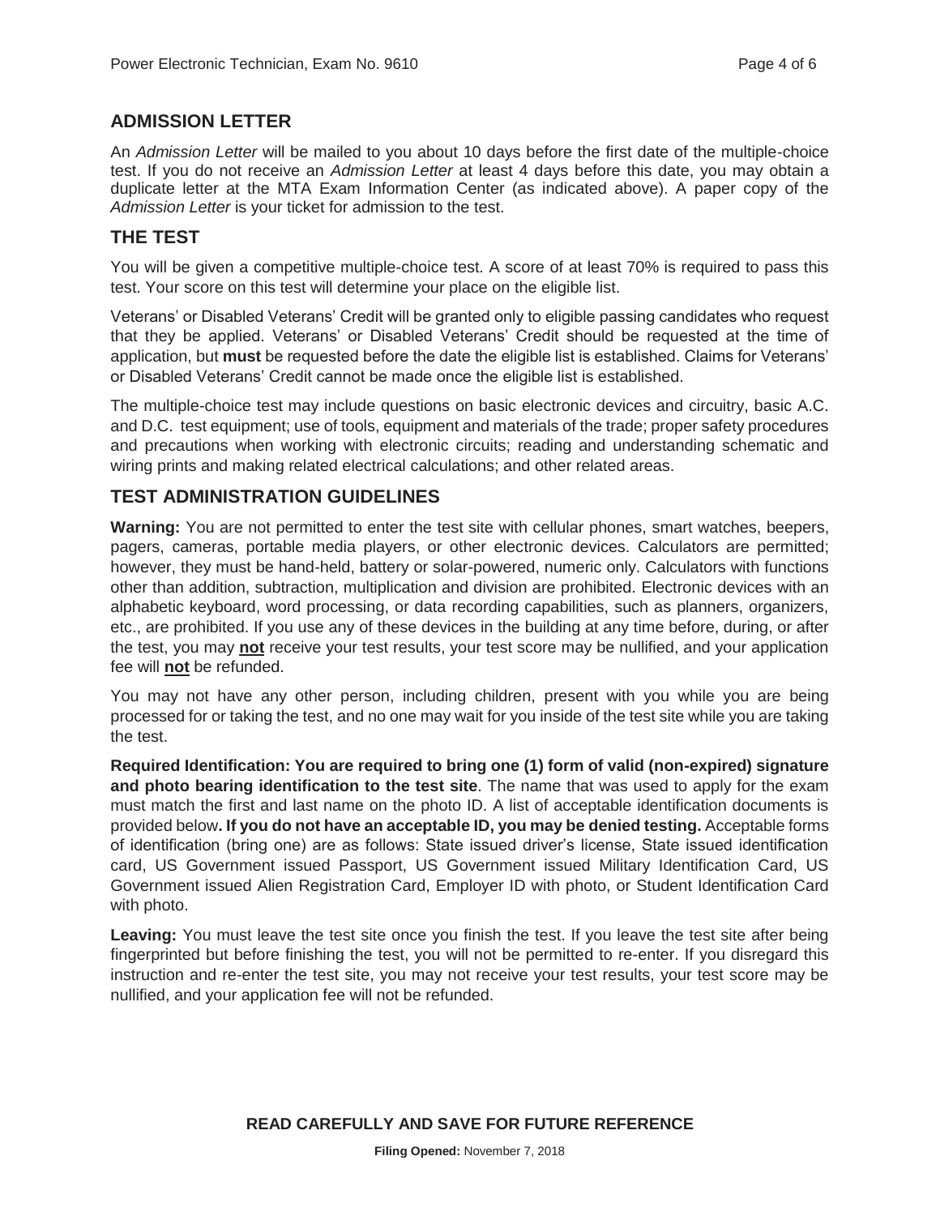## ADMISSION LETTER

An *Admission Letter* will be mailed to you about 10 days before the first date of the multiple-choice test. If you do not receive an *Admission Letter* at least 4 days before this date, you may obtain a duplicate letter at the MTA Exam Information Center (as indicated above). A paper copy of the *Admission Letter* is your ticket for admission to the test.

## THE TEST

You will be given a competitive multiple-choice test. A score of at least 70% is required to pass this test. Your score on this test will determine your place on the eligible list.

Veterans' or Disabled Veterans' Credit will be granted only to eligible passing candidates who request that they be applied. Veterans' or Disabled Veterans' Credit should be requested at the time of application, but **must** be requested before the date the eligible list is established. Claims for Veterans' or Disabled Veterans' Credit cannot be made once the eligible list is established.

The multiple-choice test may include questions on basic electronic devices and circuitry, basic A.C. and D.C. test equipment; use of tools, equipment and materials of the trade; proper safety procedures and precautions when working with electronic circuits; reading and understanding schematic and wiring prints and making related electrical calculations; and other related areas.

## TEST ADMINISTRATION GUIDELINES

**Warning:** You are not permitted to enter the test site with cellular phones, smart watches, beepers, pagers, cameras, portable media players, or other electronic devices. Calculators are permitted; however, they must be hand-held, battery or solar-powered, numeric only. Calculators with functions other than addition, subtraction, multiplication and division are prohibited. Electronic devices with an alphabetic keyboard, word processing, or data recording capabilities, such as planners, organizers, etc., are prohibited. If you use any of these devices in the building at any time before, during, or after the test, you may **not** receive your test results, your test score may be nullified, and your application fee will **not** be refunded.

You may not have any other person, including children, present with you while you are being processed for or taking the test, and no one may wait for you inside of the test site while you are taking the test.

**Required Identification: You are required to bring one (1) form of valid (non-expired) signature and photo bearing identification to the test site**. The name that was used to apply for the exam must match the first and last name on the photo ID. A list of acceptable identification documents is provided below**. If you do not have an acceptable ID, you may be denied testing.** Acceptable forms of identification (bring one) are as follows: State issued driver's license, State issued identification card, US Government issued Passport, US Government issued Military Identification Card, US Government issued Alien Registration Card, Employer ID with photo, or Student Identification Card with photo.

**Leaving:** You must leave the test site once you finish the test. If you leave the test site after being fingerprinted but before finishing the test, you will not be permitted to re-enter. If you disregard this instruction and re-enter the test site, you may not receive your test results, your test score may be nullified, and your application fee will not be refunded.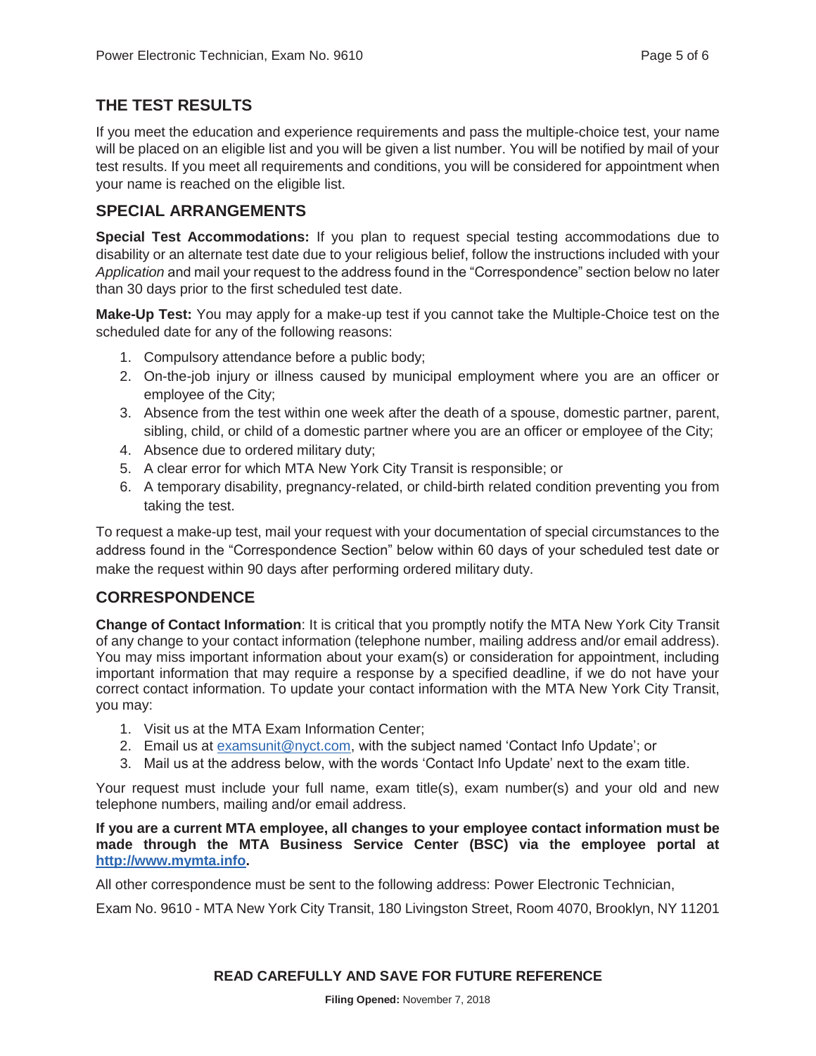## THE TEST RESULTS

If you meet the education and experience requirements and pass the multiple-choice test, your name will be placed on an eligible list and you will be given a list number. You will be notified by mail of your test results. If you meet all requirements and conditions, you will be considered for appointment when your name is reached on the eligible list.

## SPECIAL ARRANGEMENTS

**Special Test Accommodations:** If you plan to request special testing accommodations due to disability or an alternate test date due to your religious belief, follow the instructions included with your *Application* and mail your request to the address found in the "Correspondence" section below no later than 30 days prior to the first scheduled test date.

**Make-Up Test:** You may apply for a make-up test if you cannot take the Multiple-Choice test on the scheduled date for any of the following reasons:

1. Compulsory attendance before a public body;
2. On-the-job injury or illness caused by municipal employment where you are an officer or employee of the City;
3. Absence from the test within one week after the death of a spouse, domestic partner, parent, sibling, child, or child of a domestic partner where you are an officer or employee of the City;
4. Absence due to ordered military duty;
5. A clear error for which MTA New York City Transit is responsible; or
6. A temporary disability, pregnancy-related, or child-birth related condition preventing you from taking the test.

To request a make-up test, mail your request with your documentation of special circumstances to the address found in the "Correspondence Section" below within 60 days of your scheduled test date or make the request within 90 days after performing ordered military duty.

## CORRESPONDENCE

**Change of Contact Information**: It is critical that you promptly notify the MTA New York City Transit of any change to your contact information (telephone number, mailing address and/or email address). You may miss important information about your exam(s) or consideration for appointment, including important information that may require a response by a specified deadline, if we do not have your correct contact information. To update your contact information with the MTA New York City Transit, you may:

1. Visit us at the MTA Exam Information Center;
2. Email us at examsunit@nyct.com, with the subject named 'Contact Info Update'; or
3. Mail us at the address below, with the words 'Contact Info Update' next to the exam title.

Your request must include your full name, exam title(s), exam number(s) and your old and new telephone numbers, mailing and/or email address.

**If you are a current MTA employee, all changes to your employee contact information must be made through the MTA Business Service Center (BSC) via the employee portal at http://www.mymta.info.**

All other correspondence must be sent to the following address: Power Electronic Technician,

Exam No. 9610 - MTA New York City Transit, 180 Livingston Street, Room 4070, Brooklyn, NY 11201

**READ CAREFULLY AND SAVE FOR FUTURE REFERENCE**

**Filing Opened:** November 7, 2018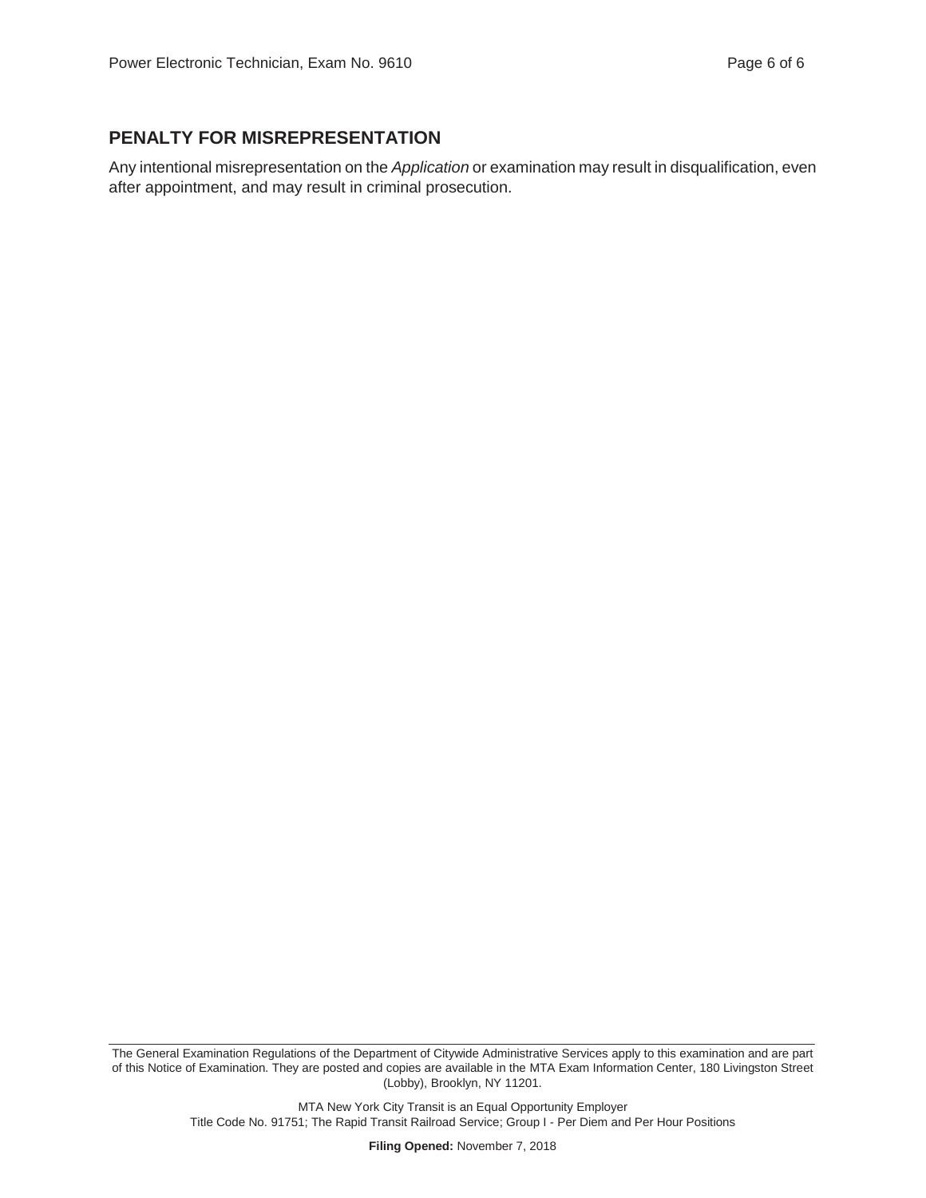## PENALTY FOR MISREPRESENTATION

Any intentional misrepresentation on the *Application* or examination may result in disqualification, even after appointment, and may result in criminal prosecution.

The General Examination Regulations of the Department of Citywide Administrative Services apply to this examination and are part of this Notice of Examination. They are posted and copies are available in the MTA Exam Information Center, 180 Livingston Street (Lobby), Brooklyn, NY 11201.

MTA New York City Transit is an Equal Opportunity Employer
Title Code No. 91751; The Rapid Transit Railroad Service; Group I - Per Diem and Per Hour Positions

**Filing Opened:** November 7, 2018